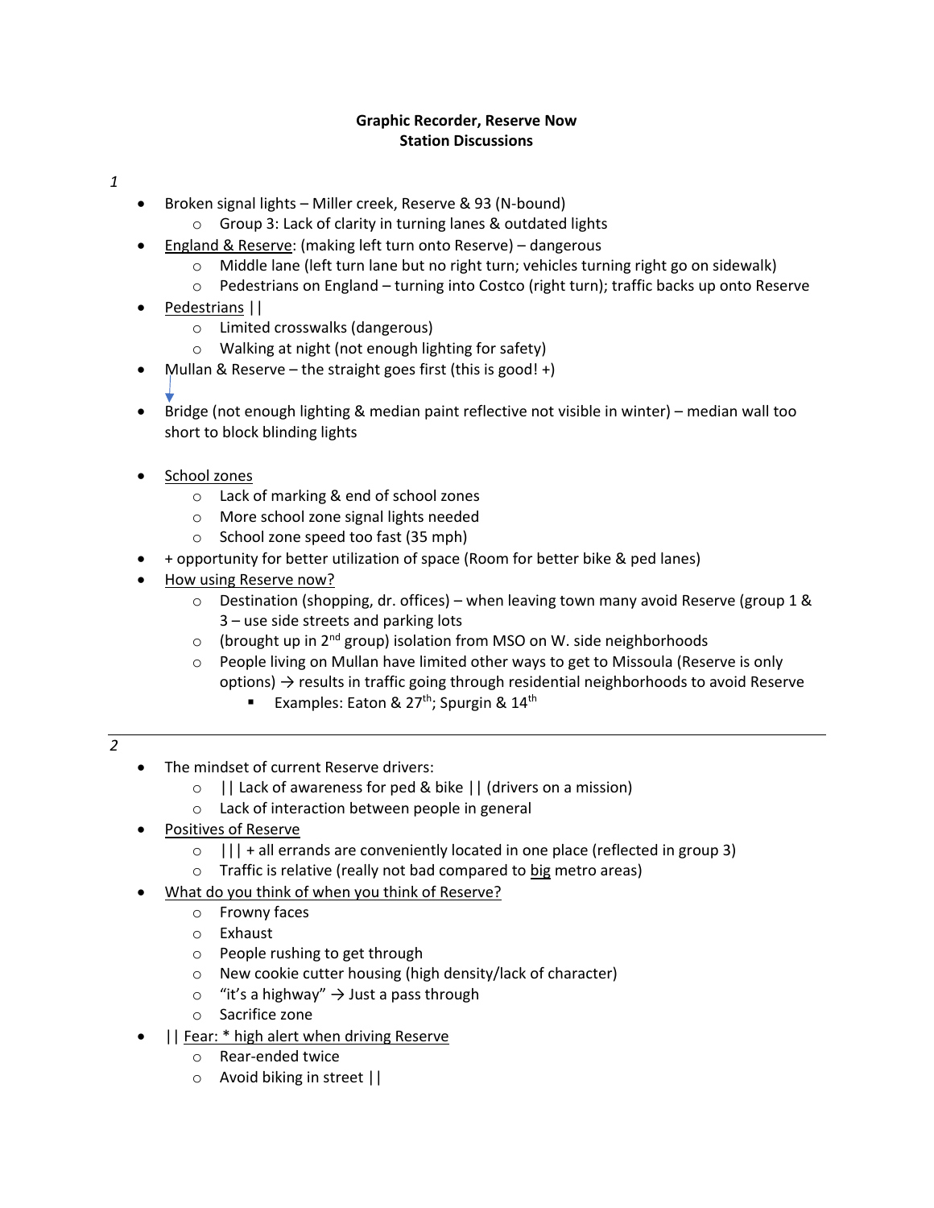**Graphic Recorder, Reserve Now**
**Station Discussions**

*1*

- Broken signal lights – Miller creek, Reserve & 93 (N-bound)
  - Group 3: Lack of clarity in turning lanes & outdated lights
- England & Reserve: (making left turn onto Reserve) – dangerous
  - Middle lane (left turn lane but no right turn; vehicles turning right go on sidewalk)
  - Pedestrians on England – turning into Costco (right turn); traffic backs up onto Reserve
- Pedestrians ||
  - Limited crosswalks (dangerous)
  - Walking at night (not enough lighting for safety)
- Mullan & Reserve – the straight goes first (this is good! +)
- Bridge (not enough lighting & median paint reflective not visible in winter) – median wall too short to block blinding lights
- School zones
  - Lack of marking & end of school zones
  - More school zone signal lights needed
  - School zone speed too fast (35 mph)
- + opportunity for better utilization of space (Room for better bike & ped lanes)
- How using Reserve now?
  - Destination (shopping, dr. offices) – when leaving town many avoid Reserve (group 1 & 3 – use side streets and parking lots
  - (brought up in 2nd group) isolation from MSO on W. side neighborhoods
  - People living on Mullan have limited other ways to get to Missoula (Reserve is only options) → results in traffic going through residential neighborhoods to avoid Reserve
    - Examples: Eaton & 27th; Spurgin & 14th

---

*2*

- The mindset of current Reserve drivers:
  - || Lack of awareness for ped & bike || (drivers on a mission)
  - Lack of interaction between people in general
- Positives of Reserve
  - ||| + all errands are conveniently located in one place (reflected in group 3)
  - Traffic is relative (really not bad compared to big metro areas)
- What do you think of when you think of Reserve?
  - Frowny faces
  - Exhaust
  - People rushing to get through
  - New cookie cutter housing (high density/lack of character)
  - "it's a highway" → Just a pass through
  - Sacrifice zone
- || Fear: * high alert when driving Reserve
  - Rear-ended twice
  - Avoid biking in street ||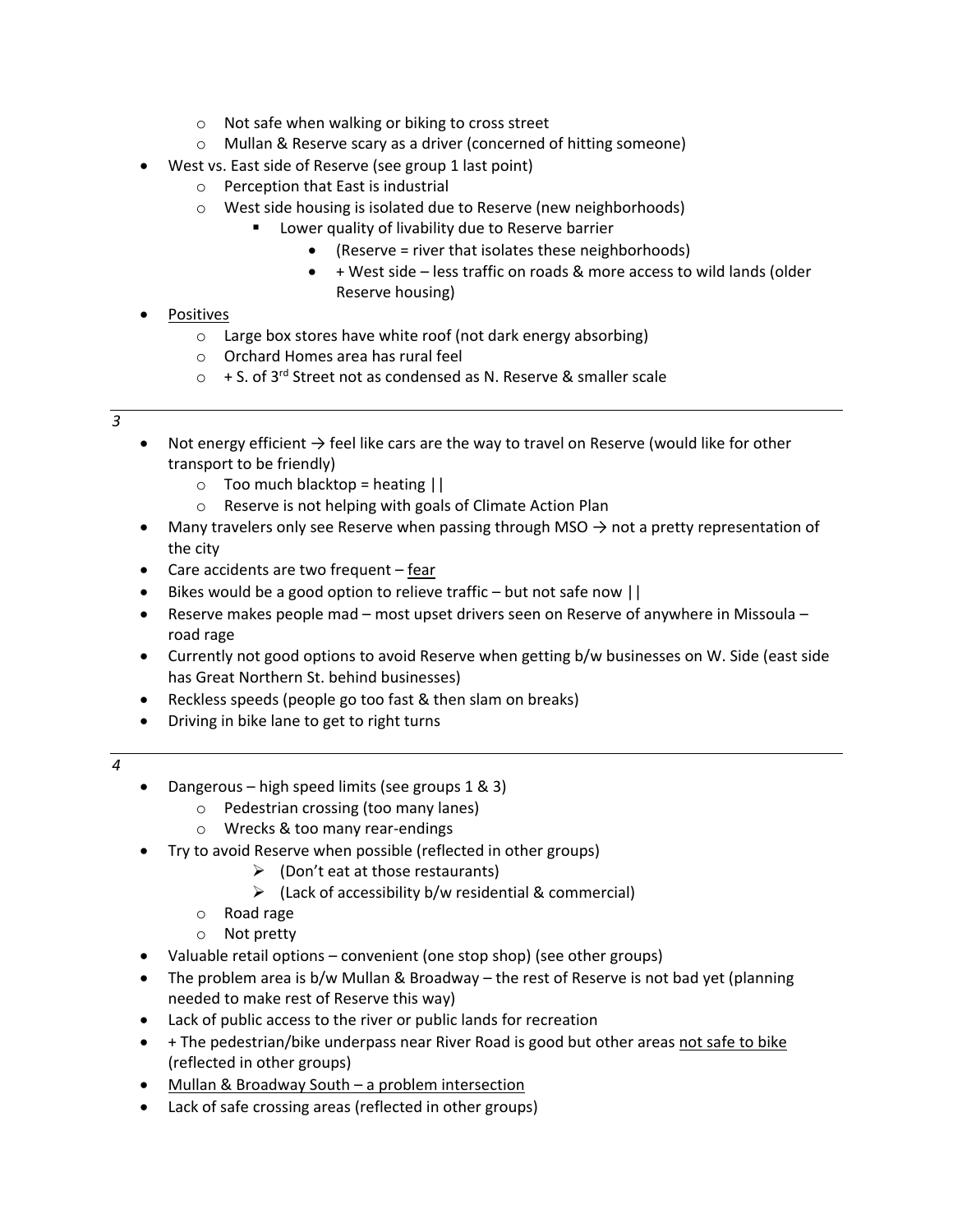- Not safe when walking or biking to cross street
   - Mullan & Reserve scary as a driver (concerned of hitting someone)
- West vs. East side of Reserve (see group 1 last point)
  - Perception that East is industrial
  - West side housing is isolated due to Reserve (new neighborhoods)
    - Lower quality of livability due to Reserve barrier
      - (Reserve = river that isolates these neighborhoods)
      - + West side – less traffic on roads & more access to wild lands (older Reserve housing)
- <u>Positives</u>
  - Large box stores have white roof (not dark energy absorbing)
  - Orchard Homes area has rural feel
  - + S. of 3rd Street not as condensed as N. Reserve & smaller scale

---

*3*

- Not energy efficient → feel like cars are the way to travel on Reserve (would like for other transport to be friendly)
  - Too much blacktop = heating ||
  - Reserve is not helping with goals of Climate Action Plan
- Many travelers only see Reserve when passing through MSO → not a pretty representation of the city
- Care accidents are two frequent – <u>fear</u>
- Bikes would be a good option to relieve traffic – but not safe now ||
- Reserve makes people mad – most upset drivers seen on Reserve of anywhere in Missoula – road rage
- Currently not good options to avoid Reserve when getting b/w businesses on W. Side (east side has Great Northern St. behind businesses)
- Reckless speeds (people go too fast & then slam on breaks)
- Driving in bike lane to get to right turns

---

*4*

- Dangerous – high speed limits (see groups 1 & 3)
  - Pedestrian crossing (too many lanes)
  - Wrecks & too many rear-endings
- Try to avoid Reserve when possible (reflected in other groups)
  - (Don't eat at those restaurants)
  - (Lack of accessibility b/w residential & commercial)
  - Road rage
  - Not pretty
- Valuable retail options – convenient (one stop shop) (see other groups)
- The problem area is b/w Mullan & Broadway – the rest of Reserve is not bad yet (planning needed to make rest of Reserve this way)
- Lack of public access to the river or public lands for recreation
- + The pedestrian/bike underpass near River Road is good but other areas <u>not safe to bike</u> (reflected in other groups)
- <u>Mullan & Broadway South – a problem intersection</u>
- Lack of safe crossing areas (reflected in other groups)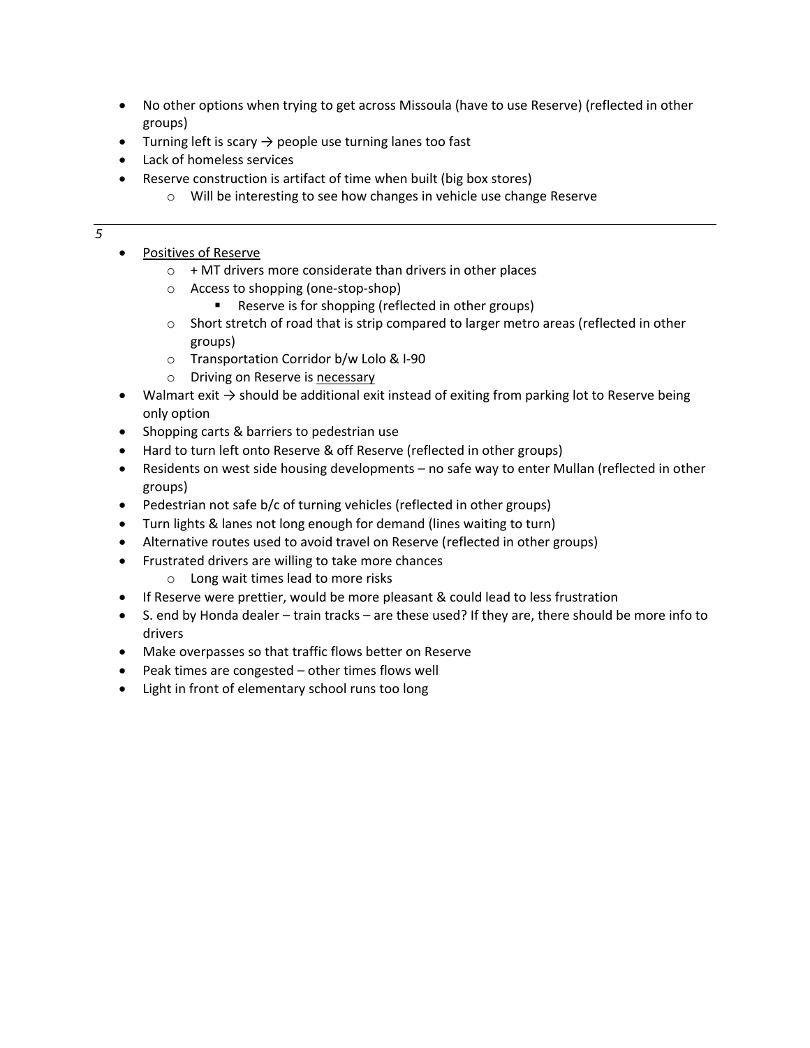- No other options when trying to get across Missoula (have to use Reserve) (reflected in other groups)
- Turning left is scary → people use turning lanes too fast
- Lack of homeless services
- Reserve construction is artifact of time when built (big box stores)
    - Will be interesting to see how changes in vehicle use change Reserve

---

*5*

- <u>Positives of Reserve</u>
    - + MT drivers more considerate than drivers in other places
    - Access to shopping (one-stop-shop)
        - Reserve is for shopping (reflected in other groups)
    - Short stretch of road that is strip compared to larger metro areas (reflected in other groups)
    - Transportation Corridor b/w Lolo & I-90
    - Driving on Reserve is <u>necessary</u>
- Walmart exit → should be additional exit instead of exiting from parking lot to Reserve being only option
- Shopping carts & barriers to pedestrian use
- Hard to turn left onto Reserve & off Reserve (reflected in other groups)
- Residents on west side housing developments – no safe way to enter Mullan (reflected in other groups)
- Pedestrian not safe b/c of turning vehicles (reflected in other groups)
- Turn lights & lanes not long enough for demand (lines waiting to turn)
- Alternative routes used to avoid travel on Reserve (reflected in other groups)
- Frustrated drivers are willing to take more chances
    - Long wait times lead to more risks
- If Reserve were prettier, would be more pleasant & could lead to less frustration
- S. end by Honda dealer – train tracks – are these used? If they are, there should be more info to drivers
- Make overpasses so that traffic flows better on Reserve
- Peak times are congested – other times flows well
- Light in front of elementary school runs too long